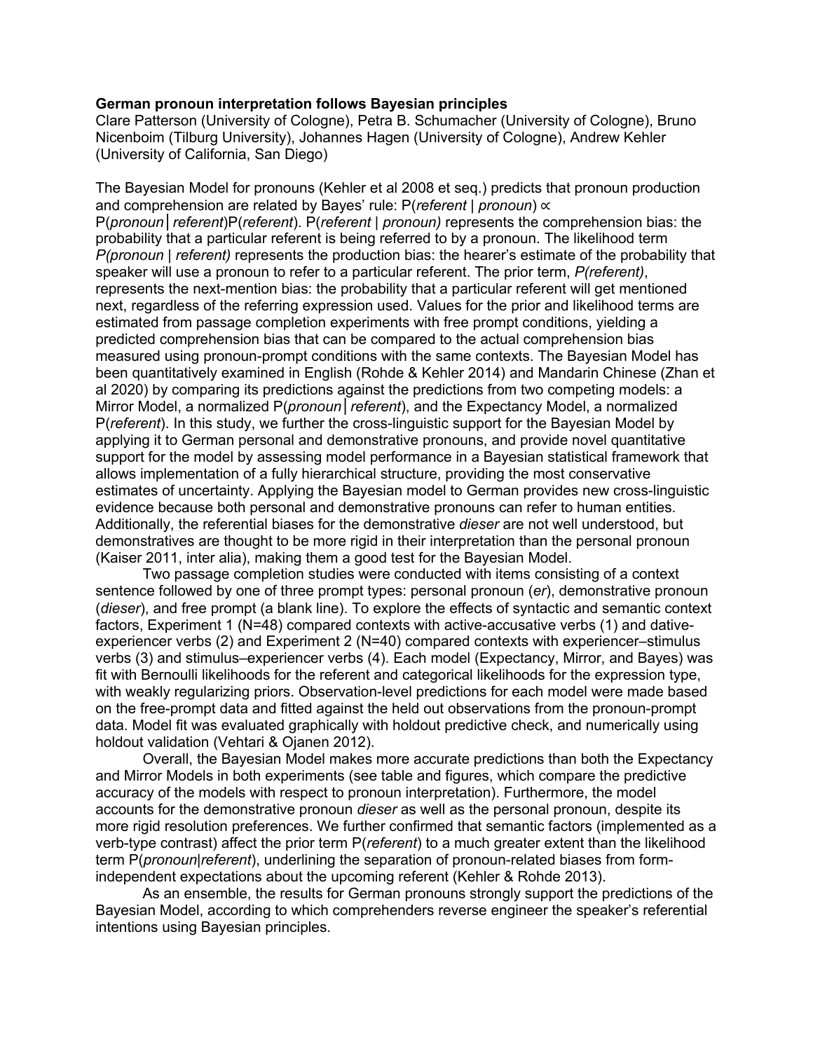**German pronoun interpretation follows Bayesian principles**

Clare Patterson (University of Cologne), Petra B. Schumacher (University of Cologne), Bruno Nicenboim (Tilburg University), Johannes Hagen (University of Cologne), Andrew Kehler (University of California, San Diego)

The Bayesian Model for pronouns (Kehler et al 2008 et seq.) predicts that pronoun production and comprehension are related by Bayes' rule: P(*referent* | *pronoun*) ∝ P(*pronoun*│*referent*)P(*referent*). P(*referent* | *pronoun)* represents the comprehension bias: the probability that a particular referent is being referred to by a pronoun. The likelihood term *P(pronoun* | *referent)* represents the production bias: the hearer's estimate of the probability that speaker will use a pronoun to refer to a particular referent. The prior term, *P(referent)*, represents the next-mention bias: the probability that a particular referent will get mentioned next, regardless of the referring expression used. Values for the prior and likelihood terms are estimated from passage completion experiments with free prompt conditions, yielding a predicted comprehension bias that can be compared to the actual comprehension bias measured using pronoun-prompt conditions with the same contexts. The Bayesian Model has been quantitatively examined in English (Rohde & Kehler 2014) and Mandarin Chinese (Zhan et al 2020) by comparing its predictions against the predictions from two competing models: a Mirror Model, a normalized P(*pronoun*│*referent*), and the Expectancy Model, a normalized P(*referent*). In this study, we further the cross-linguistic support for the Bayesian Model by applying it to German personal and demonstrative pronouns, and provide novel quantitative support for the model by assessing model performance in a Bayesian statistical framework that allows implementation of a fully hierarchical structure, providing the most conservative estimates of uncertainty. Applying the Bayesian model to German provides new cross-linguistic evidence because both personal and demonstrative pronouns can refer to human entities. Additionally, the referential biases for the demonstrative *dieser* are not well understood, but demonstratives are thought to be more rigid in their interpretation than the personal pronoun (Kaiser 2011, inter alia), making them a good test for the Bayesian Model.

Two passage completion studies were conducted with items consisting of a context sentence followed by one of three prompt types: personal pronoun (*er*), demonstrative pronoun (*dieser*), and free prompt (a blank line). To explore the effects of syntactic and semantic context factors, Experiment 1 (N=48) compared contexts with active-accusative verbs (1) and dative-experiencer verbs (2) and Experiment 2 (N=40) compared contexts with experiencer–stimulus verbs (3) and stimulus–experiencer verbs (4). Each model (Expectancy, Mirror, and Bayes) was fit with Bernoulli likelihoods for the referent and categorical likelihoods for the expression type, with weakly regularizing priors. Observation-level predictions for each model were made based on the free-prompt data and fitted against the held out observations from the pronoun-prompt data. Model fit was evaluated graphically with holdout predictive check, and numerically using holdout validation (Vehtari & Ojanen 2012).

Overall, the Bayesian Model makes more accurate predictions than both the Expectancy and Mirror Models in both experiments (see table and figures, which compare the predictive accuracy of the models with respect to pronoun interpretation). Furthermore, the model accounts for the demonstrative pronoun *dieser* as well as the personal pronoun, despite its more rigid resolution preferences. We further confirmed that semantic factors (implemented as a verb-type contrast) affect the prior term P(*referent*) to a much greater extent than the likelihood term P(*pronoun*|*referent*), underlining the separation of pronoun-related biases from form-independent expectations about the upcoming referent (Kehler & Rohde 2013).

As an ensemble, the results for German pronouns strongly support the predictions of the Bayesian Model, according to which comprehenders reverse engineer the speaker's referential intentions using Bayesian principles.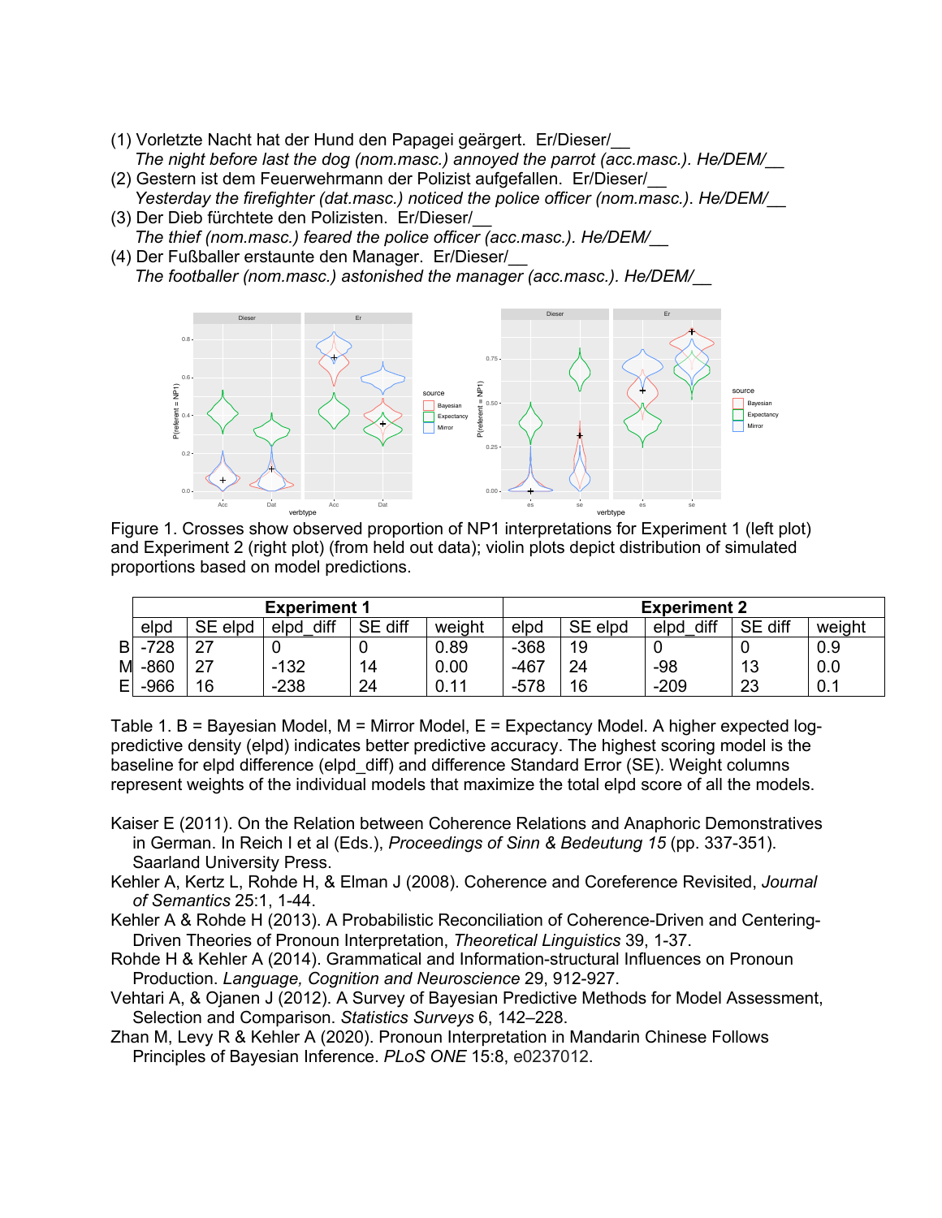(1) Vorletzte Nacht hat der Hund den Papagei geärgert. Er/Dieser/__
*The night before last the dog (nom.masc.) annoyed the parrot (acc.masc.). He/DEM/__*

(2) Gestern ist dem Feuerwehrmann der Polizist aufgefallen. Er/Dieser/__
*Yesterday the firefighter (dat.masc.) noticed the police officer (nom.masc.). He/DEM/__*

(3) Der Dieb fürchtete den Polizisten. Er/Dieser/__
*The thief (nom.masc.) feared the police officer (acc.masc.). He/DEM/__*

(4) Der Fußballer erstaunte den Manager. Er/Dieser/__
*The footballer (nom.masc.) astonished the manager (acc.masc.). He/DEM/__*

Dieser
Er
0.8
0.6
0.4
0.2
0.0
P(referent = NP1)
Acc
Dat
Acc
Dat
verbtype
source
Bayesian
Expectancy
Mirror

Dieser
Er
0.75
0.50
0.25
0.00
P(referent = NP1)
es
se
es
se
verbtype
source
Bayesian
Expectancy
Mirror

Figure 1. Crosses show observed proportion of NP1 interpretations for Experiment 1 (left plot) and Experiment 2 (right plot) (from held out data); violin plots depict distribution of simulated proportions based on model predictions.

| | Experiment 1 | | | | | Experiment 2 | | | | |
|---|---|---|---|---|---|---|---|---|---|---|
| | elpd | SE elpd | elpd_diff | SE diff | weight | elpd | SE elpd | elpd_diff | SE diff | weight |
| B | -728 | 27 | 0 | 0 | 0.89 | -368 | 19 | 0 | 0 | 0.9 |
| M | -860 | 27 | -132 | 14 | 0.00 | -467 | 24 | -98 | 13 | 0.0 |
| E | -966 | 16 | -238 | 24 | 0.11 | -578 | 16 | -209 | 23 | 0.1 |

Table 1. B = Bayesian Model, M = Mirror Model, E = Expectancy Model. A higher expected log-predictive density (elpd) indicates better predictive accuracy. The highest scoring model is the baseline for elpd difference (elpd_diff) and difference Standard Error (SE). Weight columns represent weights of the individual models that maximize the total elpd score of all the models.

Kaiser E (2011). On the Relation between Coherence Relations and Anaphoric Demonstratives in German. In Reich I et al (Eds.), *Proceedings of Sinn & Bedeutung 15* (pp. 337-351). Saarland University Press.

Kehler A, Kertz L, Rohde H, & Elman J (2008). Coherence and Coreference Revisited, *Journal of Semantics* 25:1, 1-44.

Kehler A & Rohde H (2013). A Probabilistic Reconciliation of Coherence-Driven and Centering-Driven Theories of Pronoun Interpretation, *Theoretical Linguistics* 39, 1-37.

Rohde H & Kehler A (2014). Grammatical and Information-structural Influences on Pronoun Production. *Language, Cognition and Neuroscience* 29, 912-927.

Vehtari A, & Ojanen J (2012). A Survey of Bayesian Predictive Methods for Model Assessment, Selection and Comparison. *Statistics Surveys* 6, 142–228.

Zhan M, Levy R & Kehler A (2020). Pronoun Interpretation in Mandarin Chinese Follows Principles of Bayesian Inference. *PLoS ONE* 15:8, e0237012.